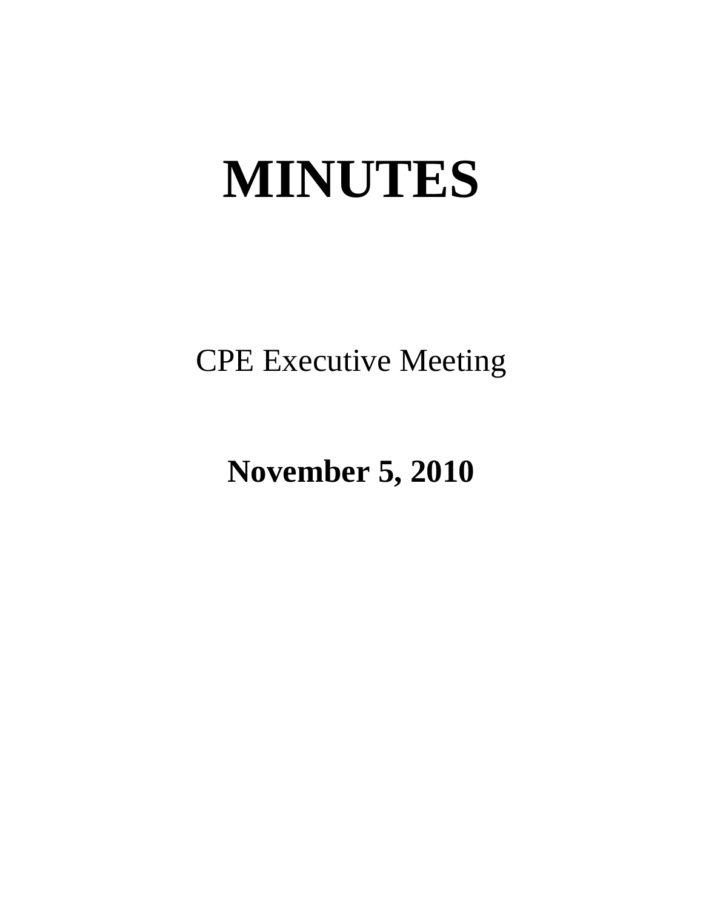# MINUTES

CPE Executive Meeting

**November 5, 2010**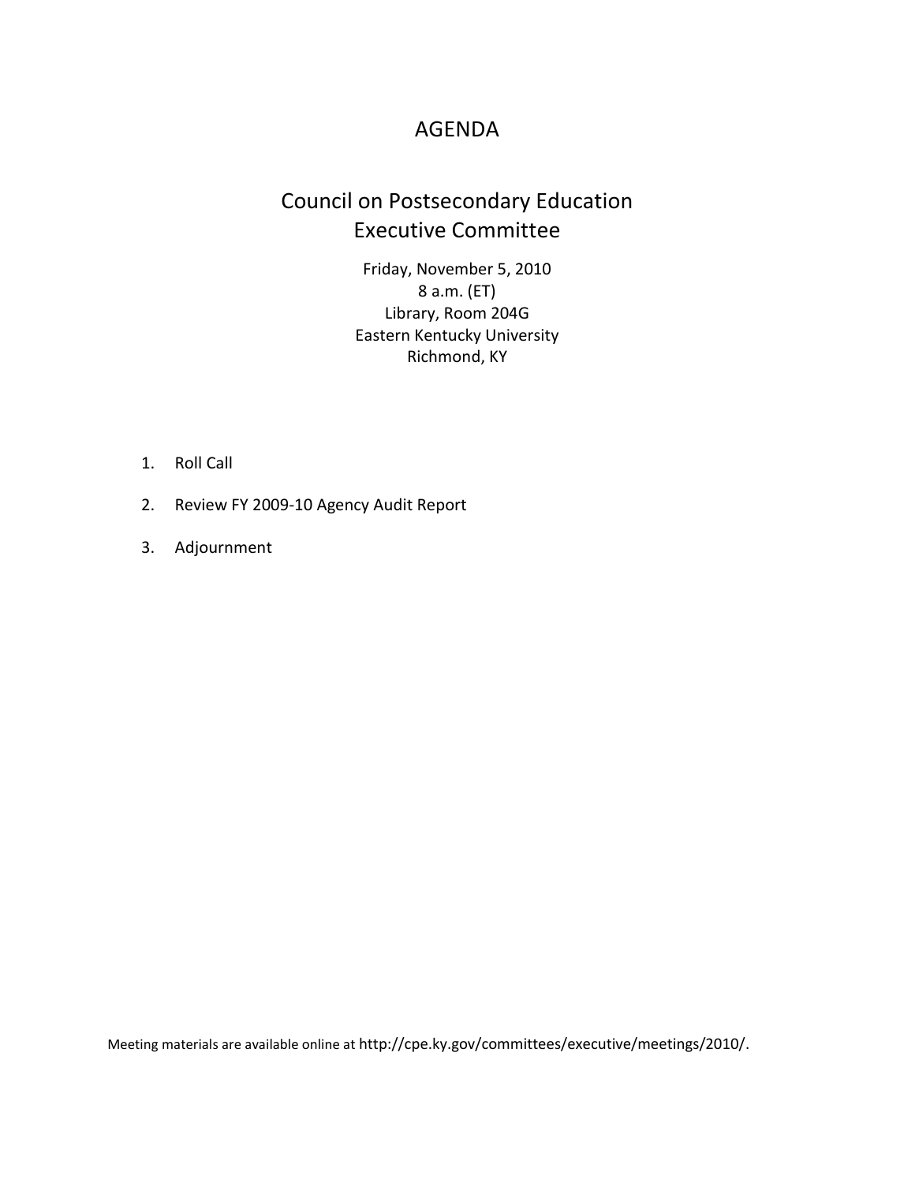# AGENDA

## Council on Postsecondary Education
## Executive Committee

Friday, November 5, 2010
8 a.m. (ET)
Library, Room 204G
Eastern Kentucky University
Richmond, KY

1. Roll Call
2. Review FY 2009-10 Agency Audit Report
3. Adjournment

Meeting materials are available online at http://cpe.ky.gov/committees/executive/meetings/2010/.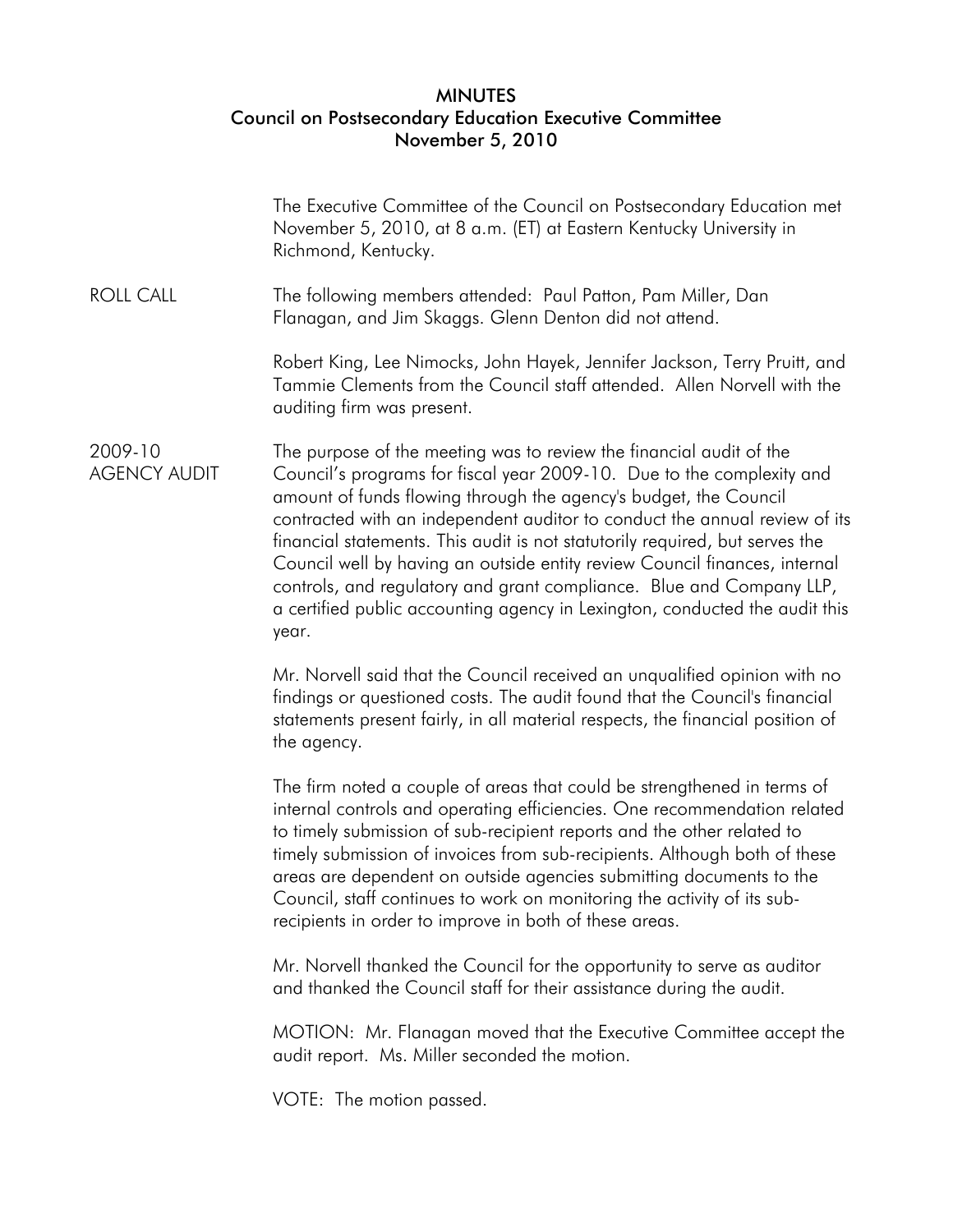# MINUTES

## Council on Postsecondary Education Executive Committee

## November 5, 2010

The Executive Committee of the Council on Postsecondary Education met November 5, 2010, at 8 a.m. (ET) at Eastern Kentucky University in Richmond, Kentucky.

**ROLL CALL**

The following members attended: Paul Patton, Pam Miller, Dan Flanagan, and Jim Skaggs. Glenn Denton did not attend.

Robert King, Lee Nimocks, John Hayek, Jennifer Jackson, Terry Pruitt, and Tammie Clements from the Council staff attended. Allen Norvell with the auditing firm was present.

**2009-10 AGENCY AUDIT**

The purpose of the meeting was to review the financial audit of the Council's programs for fiscal year 2009-10. Due to the complexity and amount of funds flowing through the agency's budget, the Council contracted with an independent auditor to conduct the annual review of its financial statements. This audit is not statutorily required, but serves the Council well by having an outside entity review Council finances, internal controls, and regulatory and grant compliance. Blue and Company LLP, a certified public accounting agency in Lexington, conducted the audit this year.

Mr. Norvell said that the Council received an unqualified opinion with no findings or questioned costs. The audit found that the Council's financial statements present fairly, in all material respects, the financial position of the agency.

The firm noted a couple of areas that could be strengthened in terms of internal controls and operating efficiencies. One recommendation related to timely submission of sub-recipient reports and the other related to timely submission of invoices from sub-recipients. Although both of these areas are dependent on outside agencies submitting documents to the Council, staff continues to work on monitoring the activity of its sub-recipients in order to improve in both of these areas.

Mr. Norvell thanked the Council for the opportunity to serve as auditor and thanked the Council staff for their assistance during the audit.

MOTION: Mr. Flanagan moved that the Executive Committee accept the audit report. Ms. Miller seconded the motion.

VOTE: The motion passed.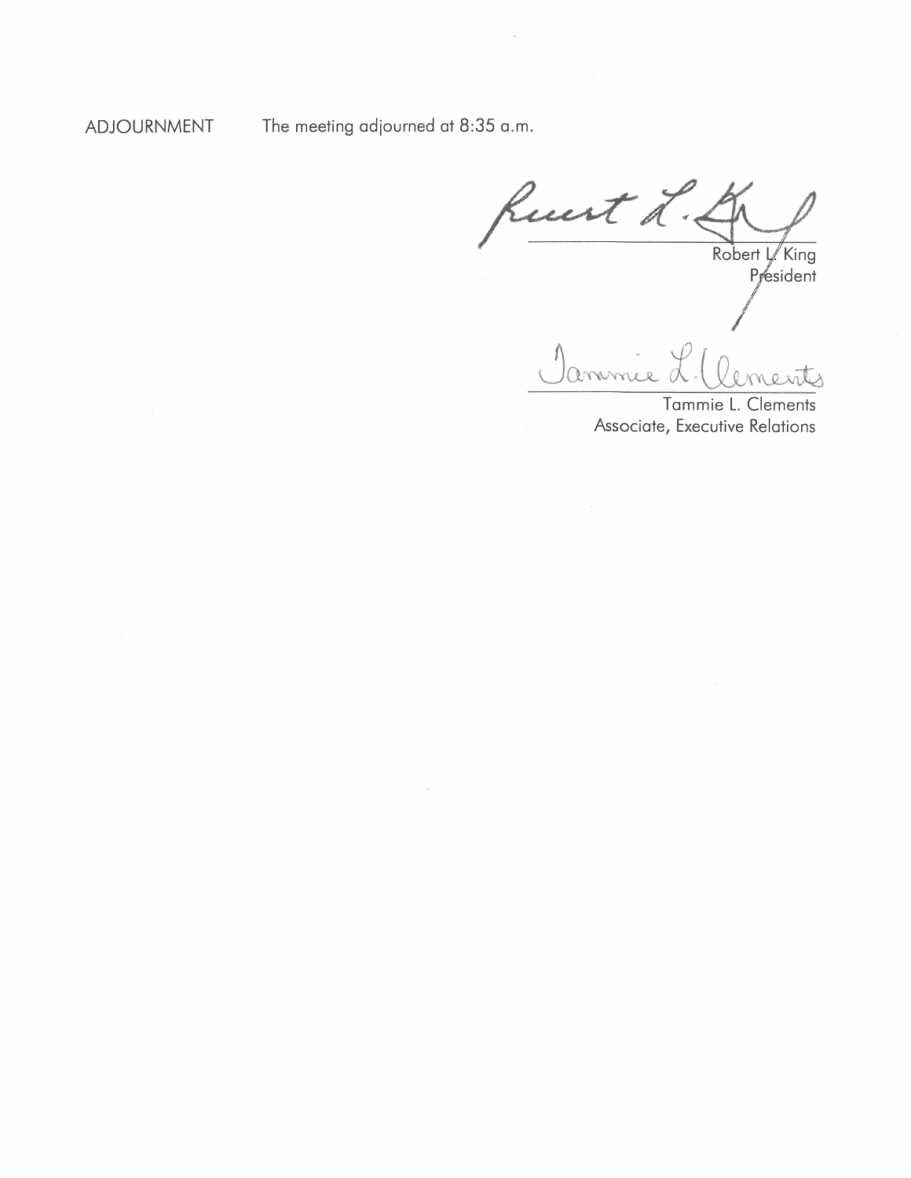ADJOURNMENT The meeting adjourned at 8:35 a.m.

Robert L. King
President

Tammie L. Clements
Associate, Executive Relations